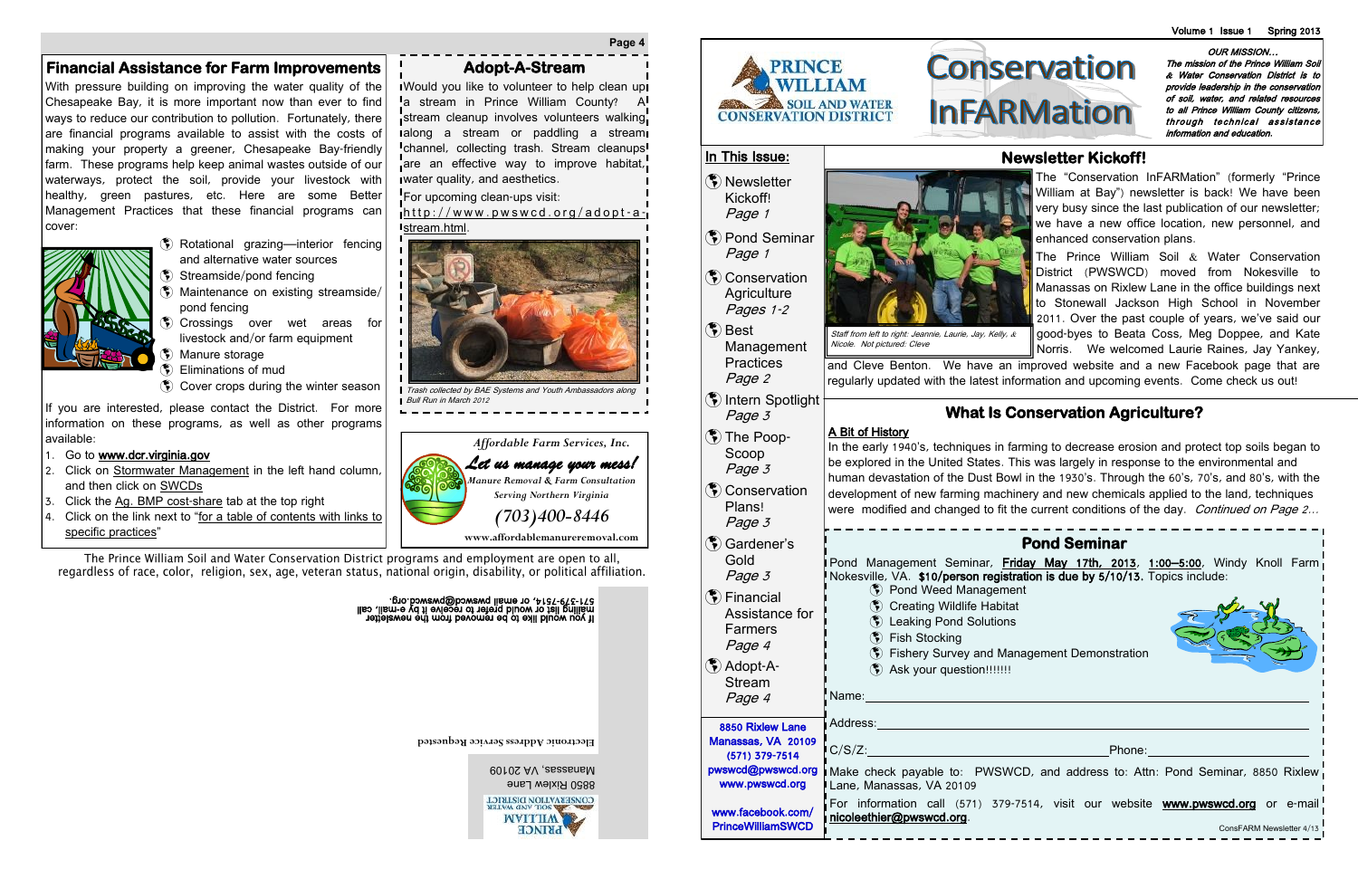## Financial Assistance for Farm Improvements

With pressure building on improving the water quality of the Chesapeake Bay, it is more important now than ever to find ways to reduce our contribution to pollution. Fortunately, there are financial programs available to assist with the costs of making your property a greener, Chesapeake Bay-friendly farm. These programs help keep animal wastes outside of our waterways, protect the soil, provide your livestock with healthy, green pastures, etc. Here are some Better Management Practices that these financial programs can cover:

- Rotational grazing—interior fencing and alternative water sources
- Streamside/pond fencing
- Maintenance on existing streamside/pond fencing
- Crossings over wet areas for livestock and/or farm equipment
- Manure storage
- Eliminations of mud
- Cover crops during the winter season

If you are interested, please contact the District. For more information on these programs, as well as other programs available:

1. Go to **www.dcr.virginia.gov**
2. Click on Stormwater Management in the left hand column, and then click on SWCDs
3. Click the Ag. BMP cost-share tab at the top right
4. Click on the link next to "for a table of contents with links to specific practices"

## Adopt-A-Stream

Would you like to volunteer to help clean up a stream in Prince William County? A stream cleanup involves volunteers walking along a stream or paddling a stream channel, collecting trash. Stream cleanups are an effective way to improve habitat, water quality, and aesthetics.

For upcoming clean-ups visit: http://www.pwswcd.org/adopt-a-stream.html.

*Trash collected by BAE Systems and Youth Ambassadors along Bull Run in March 2012*

*Affordable Farm Services, Inc.*

***Let us manage your mess!***

*Manure Removal & Farm Consultation*

*Serving Northern Virginia*

*(703)400-8446*

**www.affordablemanureremoval.com**

The Prince William Soil and Water Conservation District programs and employment are open to all, regardless of race, color, religion, sex, age, veteran status, national origin, disability, or political affiliation.

If you would like to be removed from the newsletter mailing list or would prefer to receive it by e-mail, call 571-379-7514, or email pwswcd@pwswcd.org.

Prince William Soil and Water Conservation District
8850 Rixlew Lane
Manassas, VA 20109

Electronic Address Service Requested

---

Volume 1 Issue 1 Spring 2013

# Prince William Soil and Water Conservation District

# Conservation InFARMation

*OUR MISSION…*

*The mission of the Prince William Soil & Water Conservation District is to provide leadership in the conservation of soil, water, and related resources to all Prince William County citizens, through technical assistance information and education.*

### In This Issue:

- Newsletter Kickoff! *Page 1*
- Pond Seminar *Page 1*
- Conservation Agriculture *Pages 1-2*
- Best Management Practices *Page 2*
- Intern Spotlight *Page 3*
- The Poop-Scoop *Page 3*
- Conservation Plans! *Page 3*
- Gardener's Gold *Page 3*
- Financial Assistance for Farmers *Page 4*
- Adopt-A-Stream *Page 4*

**8850 Rixlew Lane**
**Manassas, VA 20109**
**(571) 379-7514**
**pwswcd@pwswcd.org**
**www.pwswcd.org**

**www.facebook.com/PrinceWilliamSWCD**

## Newsletter Kickoff!

*Staff from left to right: Jeannie, Laurie, Jay, Kelly, & Nicole. Not pictured: Cleve*

The "Conservation InFARMation" (formerly "Prince William at Bay") newsletter is back! We have been very busy since the last publication of our newsletter; we have a new office location, new personnel, and enhanced conservation plans.

The Prince William Soil & Water Conservation District (PWSWCD) moved from Nokesville to Manassas on Rixlew Lane in the office buildings next to Stonewall Jackson High School in November 2011. Over the past couple of years, we've said our good-byes to Beata Coss, Meg Doppee, and Kate Norris. We welcomed Laurie Raines, Jay Yankey, and Cleve Benton. We have an improved website and a new Facebook page that are regularly updated with the latest information and upcoming events. Come check us out!

## What Is Conservation Agriculture?

**A Bit of History**

In the early 1940's, techniques in farming to decrease erosion and protect top soils began to be explored in the United States. This was largely in response to the environmental and human devastation of the Dust Bowl in the 1930's. Through the 60's, 70's, and 80's, with the development of new farming machinery and new chemicals applied to the land, techniques were modified and changed to fit the current conditions of the day. *Continued on Page 2…*

## Pond Seminar

Pond Management Seminar, **Friday May 17th, 2013**, **1:00–5:00**, Windy Knoll Farm Nokesville, VA. **$10/person registration is due by 5/10/13.** Topics include:

- Pond Weed Management
- Creating Wildlife Habitat
- Leaking Pond Solutions
- Fish Stocking
- Fishery Survey and Management Demonstration
- Ask your question!!!!!!!

Name:

Address:

C/S/Z: Phone:

Make check payable to: PWSWCD, and address to: Attn: Pond Seminar, 8850 Rixlew Lane, Manassas, VA 20109

For information call (571) 379-7514, visit our website **www.pwswcd.org** or e-mail **nicoleethier@pwswcd.org**.

ConsFARM Newsletter 4/13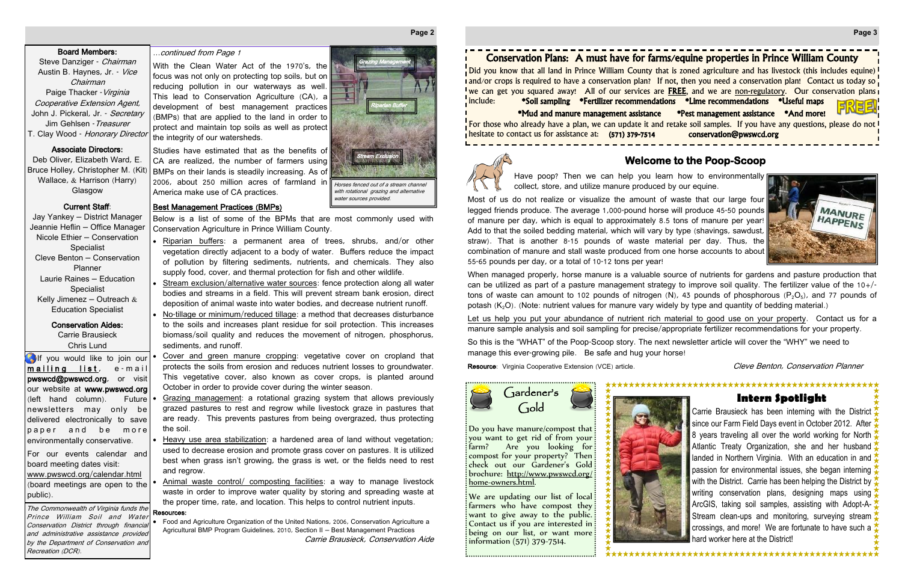### Board Members:

Steve Danziger - *Chairman*
Austin B. Haynes, Jr. - *Vice Chairman*
Paige Thacker - *Virginia Cooperative Extension Agent,*
John J. Pickeral, Jr. - *Secretary*
Jim Gehlsen - *Treasurer*
T. Clay Wood - *Honorary Director*

### Associate Directors:

Deb Oliver, Elizabeth Ward, E. Bruce Holley, Christopher M. (Kit) Wallace, & Harrison (Harry) Glasgow

### Current Staff:

Jay Yankey – District Manager
Jeannie Heflin – Office Manager
Nicole Ethier – Conservation Specialist
Cleve Benton – Conservation Planner
Laurie Raines – Education Specialist
Kelly Jimenez – Outreach & Education Specialist

### Conservation Aides:

Carrie Brausieck
Chris Lund

If you would like to join our **mailing list**, e-mail **pwswcd@pwswcd.org**, or visit our website at **www.pwswcd.org** (left hand column). Future newsletters may only be delivered electronically to save paper and be more environmentally conservative.

For our events calendar and board meeting dates visit: www.pwswcd.org/calendar.html (board meetings are open to the public).

*The Commonwealth of Virginia funds the Prince William Soil and Water Conservation District through financial and administrative assistance provided by the Department of Conservation and Recreation (DCR).*

*...continued from Page 1*

With the Clean Water Act of the 1970's, the focus was not only on protecting top soils, but on reducing pollution in our waterways as well. This lead to Conservation Agriculture (CA), a development of best management practices (BMPs) that are applied to the land in order to protect and maintain top soils as well as protect the integrity of our watersheds.

Studies have estimated that as the benefits of CA are realized, the number of farmers using BMPs on their lands is steadily increasing. As of 2006, about 250 million acres of farmland in America make use of CA practices.

Grazing Management

Riparian Buffer

Stream Exclusion

*Horses fenced out of a stream channel with rotational grazing and alternative water sources provided.*

### Best Management Practices (BMPs)

Below is a list of some of the BPMs that are most commonly used with Conservation Agriculture in Prince William County.

- Riparian buffers: a permanent area of trees, shrubs, and/or other vegetation directly adjacent to a body of water. Buffers reduce the impact of pollution by filtering sediments, nutrients, and chemicals. They also supply food, cover, and thermal protection for fish and other wildlife.
- Stream exclusion/alternative water sources: fence protection along all water bodies and streams in a field. This will prevent stream bank erosion, direct deposition of animal waste into water bodies, and decrease nutrient runoff.
- No-tillage or minimum/reduced tillage: a method that decreases disturbance to the soils and increases plant residue for soil protection. This increases biomass/soil quality and reduces the movement of nitrogen, phosphorus, sediments, and runoff.
- Cover and green manure cropping: vegetative cover on cropland that protects the soils from erosion and reduces nutrient losses to groundwater. This vegetative cover, also known as cover crops, is planted around October in order to provide cover during the winter season.
- Grazing management: a rotational grazing system that allows previously grazed pastures to rest and regrow while livestock graze in pastures that are ready. This prevents pastures from being overgrazed, thus protecting the soil.
- Heavy use area stabilization: a hardened area of land without vegetation; used to decrease erosion and promote grass cover on pastures. It is utilized best when grass isn't growing, the grass is wet, or the fields need to rest and regrow.
- Animal waste control/ composting facilities: a way to manage livestock waste in order to improve water quality by storing and spreading waste at the proper time, rate, and location. This helps to control nutrient inputs.

**Resources:**

- Food and Agriculture Organization of the United Nations, 2006, Conservation Agriculture a Agricultural BMP Program Guidelines, 2010, Section II – Best Management Practices

*Carrie Brausieck, Conservation Aide*

## Conservation Plans: A must have for farms/equine properties in Prince William County

Did you know that all land in Prince William County that is zoned agriculture and has livestock (this includes equine) and/or crops is required to have a conservation plan? If not, then you need a conservation plan! Contact us today so we can get you squared away! All of our services are **FREE**, and we are non-regulatory. Our conservation plans include: •Soil sampling •Fertilizer recommendations •Lime recommendations •Useful maps •Mud and manure management assistance •Pest management assistance •And more!

FREE!

For those who already have a plan, we can update it and retake soil samples. If you have any questions, please do not hesitate to contact us for assistance at: **(571) 379-7514** **conservation@pwswcd.org**

## Welcome to the Poop-Scoop

Have poop? Then we can help you learn how to environmentally collect, store, and utilize manure produced by our equine.

Most of us do not realize or visualize the amount of waste that our large four legged friends produce. The average 1,000-pound horse will produce 45-50 pounds of manure per day, which is equal to approximately 8.5 tons of manure per year! Add to that the soiled bedding material, which will vary by type (shavings, sawdust, straw). That is another 8-15 pounds of waste material per day. Thus, the combination of manure and stall waste produced from one horse accounts to about 55-65 pounds per day, or a total of 10-12 tons per year!

MANURE HAPPENS

When managed properly, horse manure is a valuable source of nutrients for gardens and pasture production that can be utilized as part of a pasture management strategy to improve soil quality. The fertilizer value of the 10+/- tons of waste can amount to 102 pounds of nitrogen (N), 43 pounds of phosphorous ($P_2O_5$), and 77 pounds of potash ($K_2O$). (Note: nutrient values for manure vary widely by type and quantity of bedding material.)

Let us help you put your abundance of nutrient rich material to good use on your property. Contact us for a manure sample analysis and soil sampling for precise/appropriate fertilizer recommendations for your property.

So this is the "WHAT" of the Poop-Scoop story. The next newsletter article will cover the "WHY" we need to manage this ever-growing pile. Be safe and hug your horse!

**Resource**: Virginia Cooperative Extension (VCE) article.

*Cleve Benton, Conservation Planner*

## Gardener's Gold

**Do you want manure/compost that you want to get rid of from your farm? Are you looking for compost for your property? Then check out our Gardener's Gold brochure: http://www.pwswcd.org/home-owners.html.**

**We are updating our list of local farmers who have compost they want to give away to the public. Contact us if you are interested in being on our list, or want more information (571) 379-7514.**

## Intern Spotlight

Carrie Brausieck has been interning with the District since our Farm Field Days event in October 2012. After 8 years traveling all over the world working for North Atlantic Treaty Organization, she and her husband landed in Northern Virginia. With an education in and passion for environmental issues, she began interning with the District. Carrie has been helping the District by writing conservation plans, designing maps using ArcGIS, taking soil samples, assisting with Adopt-A-Stream clean-ups and monitoring, surveying stream crossings, and more! We are fortunate to have such a hard worker here at the District!